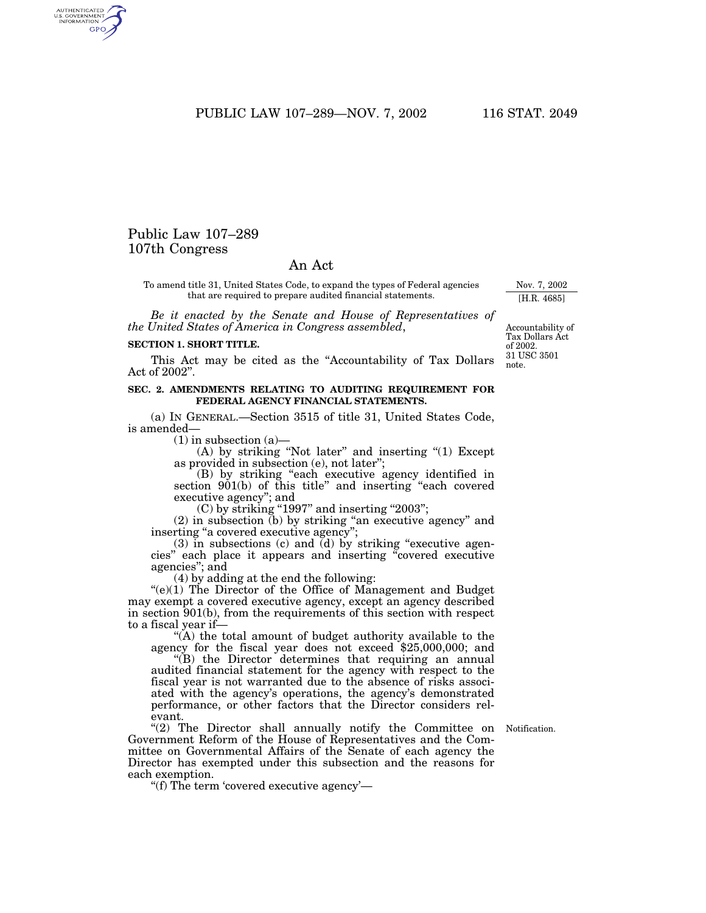# Public Law 107–289
## 107th Congress

## An Act

To amend title 31, United States Code, to expand the types of Federal agencies that are required to prepare audited financial statements.

Nov. 7, 2002
[H.R. 4685]

*Be it enacted by the Senate and House of Representatives of the United States of America in Congress assembled*,

Accountability of Tax Dollars Act of 2002.
31 USC 3501 note.

**SECTION 1. SHORT TITLE.**

This Act may be cited as the "Accountability of Tax Dollars Act of 2002".

**SEC. 2. AMENDMENTS RELATING TO AUDITING REQUIREMENT FOR FEDERAL AGENCY FINANCIAL STATEMENTS.**

(a) IN GENERAL.—Section 3515 of title 31, United States Code, is amended—

(1) in subsection (a)—

(A) by striking "Not later" and inserting "(1) Except as provided in subsection (e), not later";

(B) by striking "each executive agency identified in section 901(b) of this title" and inserting "each covered executive agency"; and

(C) by striking "1997" and inserting "2003";

(2) in subsection (b) by striking "an executive agency" and inserting "a covered executive agency";

(3) in subsections (c) and (d) by striking "executive agencies" each place it appears and inserting "covered executive agencies"; and

(4) by adding at the end the following:

"(e)(1) The Director of the Office of Management and Budget may exempt a covered executive agency, except an agency described in section 901(b), from the requirements of this section with respect to a fiscal year if—

"(A) the total amount of budget authority available to the agency for the fiscal year does not exceed $25,000,000; and

"(B) the Director determines that requiring an annual audited financial statement for the agency with respect to the fiscal year is not warranted due to the absence of risks associated with the agency's operations, the agency's demonstrated performance, or other factors that the Director considers relevant.

Notification.

"(2) The Director shall annually notify the Committee on Government Reform of the House of Representatives and the Committee on Governmental Affairs of the Senate of each agency the Director has exempted under this subsection and the reasons for each exemption.

"(f) The term 'covered executive agency'—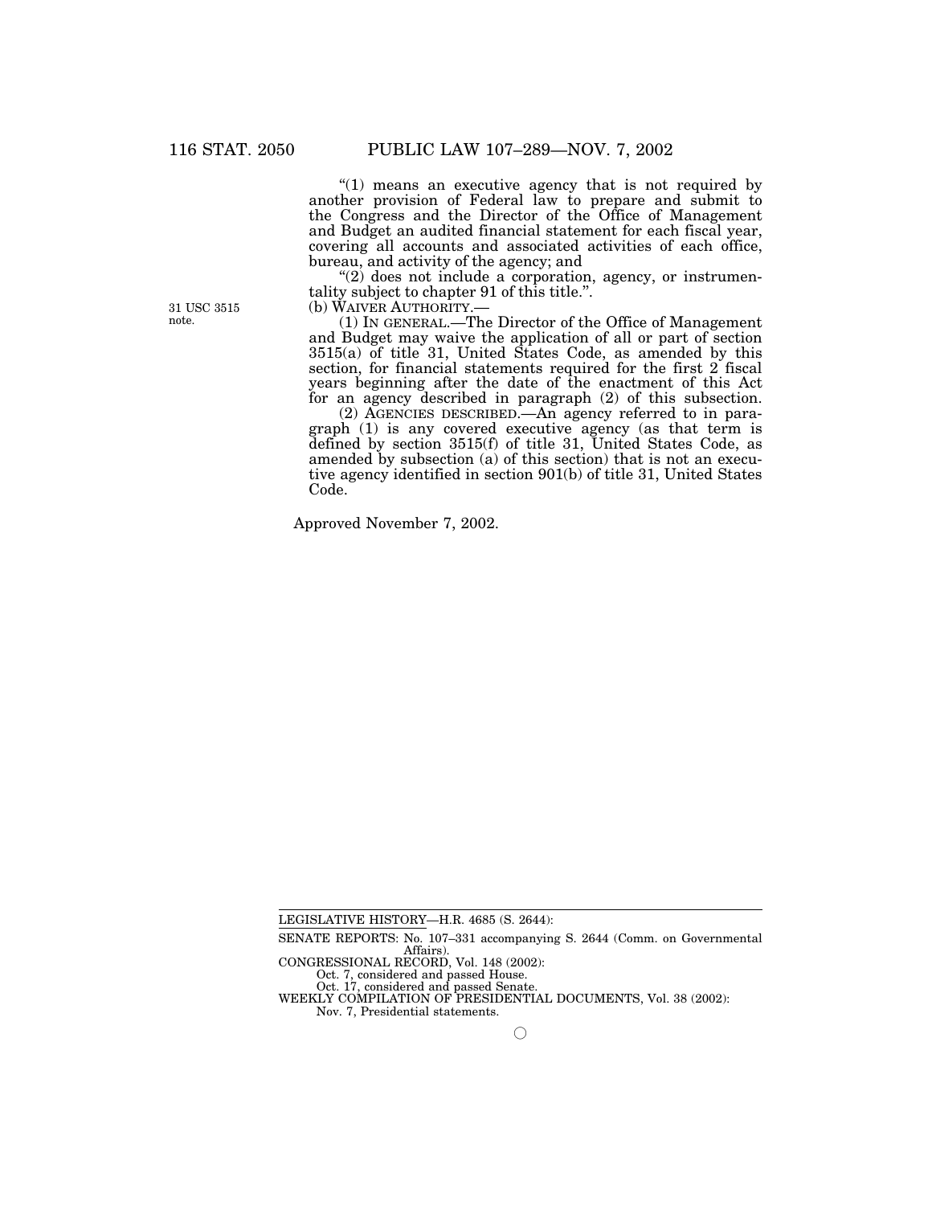"(1) means an executive agency that is not required by another provision of Federal law to prepare and submit to the Congress and the Director of the Office of Management and Budget an audited financial statement for each fiscal year, covering all accounts and associated activities of each office, bureau, and activity of the agency; and

"(2) does not include a corporation, agency, or instrumentality subject to chapter 91 of this title.".

31 USC 3515 note.

(b) WAIVER AUTHORITY.—

(1) IN GENERAL.—The Director of the Office of Management and Budget may waive the application of all or part of section 3515(a) of title 31, United States Code, as amended by this section, for financial statements required for the first 2 fiscal years beginning after the date of the enactment of this Act for an agency described in paragraph (2) of this subsection.

(2) AGENCIES DESCRIBED.—An agency referred to in paragraph (1) is any covered executive agency (as that term is defined by section 3515(f) of title 31, United States Code, as amended by subsection (a) of this section) that is not an executive agency identified in section 901(b) of title 31, United States Code.

Approved November 7, 2002.

---

LEGISLATIVE HISTORY—H.R. 4685 (S. 2644):

SENATE REPORTS: No. 107–331 accompanying S. 2644 (Comm. on Governmental Affairs).

CONGRESSIONAL RECORD, Vol. 148 (2002):

- Oct. 7, considered and passed House.
- Oct. 17, considered and passed Senate.

WEEKLY COMPILATION OF PRESIDENTIAL DOCUMENTS, Vol. 38 (2002):

- Nov. 7, Presidential statements.